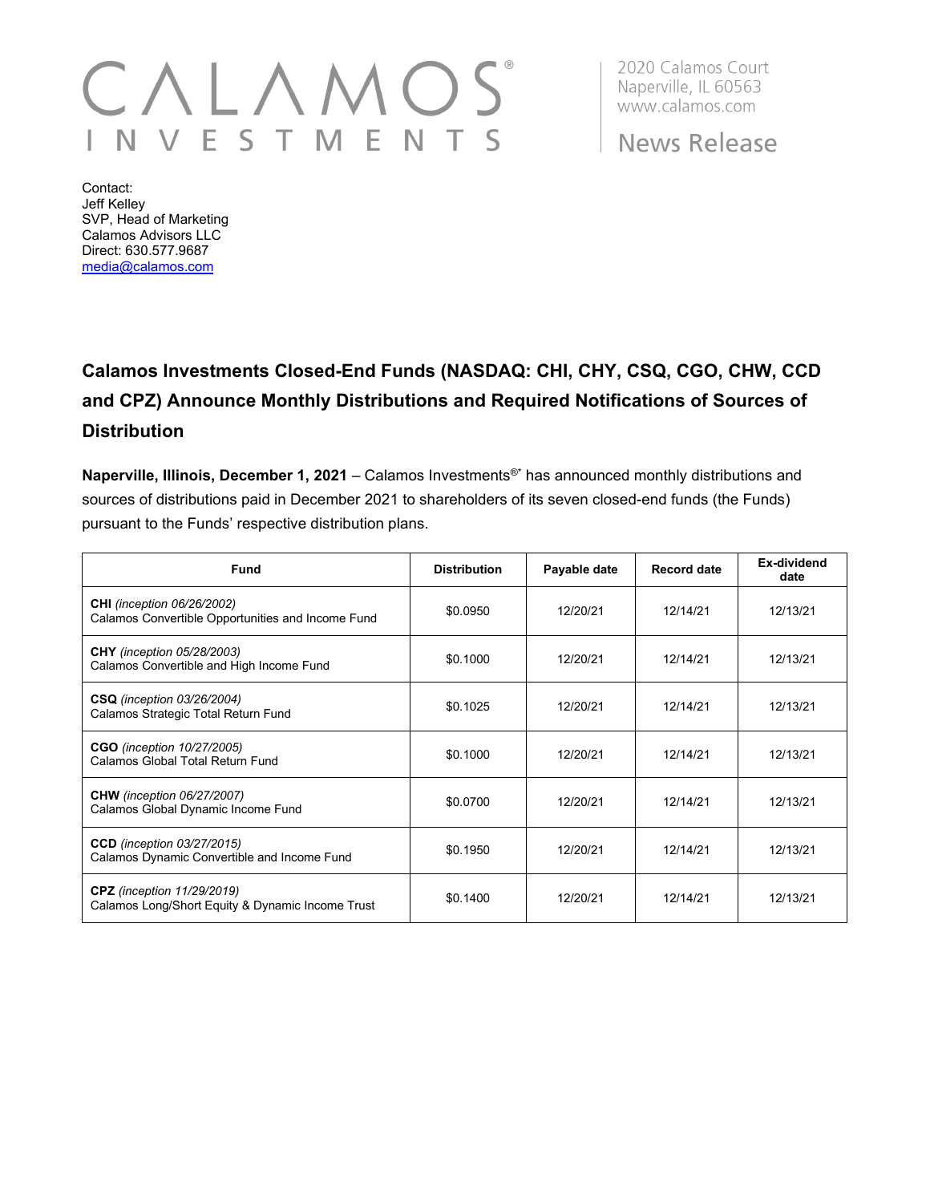CALAMOS® INVESTMENTS

2020 Calamos Court
Naperville, IL 60563
www.calamos.com

News Release

Contact:
Jeff Kelley
SVP, Head of Marketing
Calamos Advisors LLC
Direct: 630.577.9687
media@calamos.com

## Calamos Investments Closed-End Funds (NASDAQ: CHI, CHY, CSQ, CGO, CHW, CCD and CPZ) Announce Monthly Distributions and Required Notifications of Sources of Distribution

**Naperville, Illinois, December 1, 2021** – Calamos Investments®* has announced monthly distributions and sources of distributions paid in December 2021 to shareholders of its seven closed-end funds (the Funds) pursuant to the Funds' respective distribution plans.

| Fund | Distribution | Payable date | Record date | Ex-dividend date |
|---|---|---|---|---|
| **CHI** *(inception 06/26/2002)* Calamos Convertible Opportunities and Income Fund | $0.0950 | 12/20/21 | 12/14/21 | 12/13/21 |
| **CHY** *(inception 05/28/2003)* Calamos Convertible and High Income Fund | $0.1000 | 12/20/21 | 12/14/21 | 12/13/21 |
| **CSQ** *(inception 03/26/2004)* Calamos Strategic Total Return Fund | $0.1025 | 12/20/21 | 12/14/21 | 12/13/21 |
| **CGO** *(inception 10/27/2005)* Calamos Global Total Return Fund | $0.1000 | 12/20/21 | 12/14/21 | 12/13/21 |
| **CHW** *(inception 06/27/2007)* Calamos Global Dynamic Income Fund | $0.0700 | 12/20/21 | 12/14/21 | 12/13/21 |
| **CCD** *(inception 03/27/2015)* Calamos Dynamic Convertible and Income Fund | $0.1950 | 12/20/21 | 12/14/21 | 12/13/21 |
| **CPZ** *(inception 11/29/2019)* Calamos Long/Short Equity & Dynamic Income Trust | $0.1400 | 12/20/21 | 12/14/21 | 12/13/21 |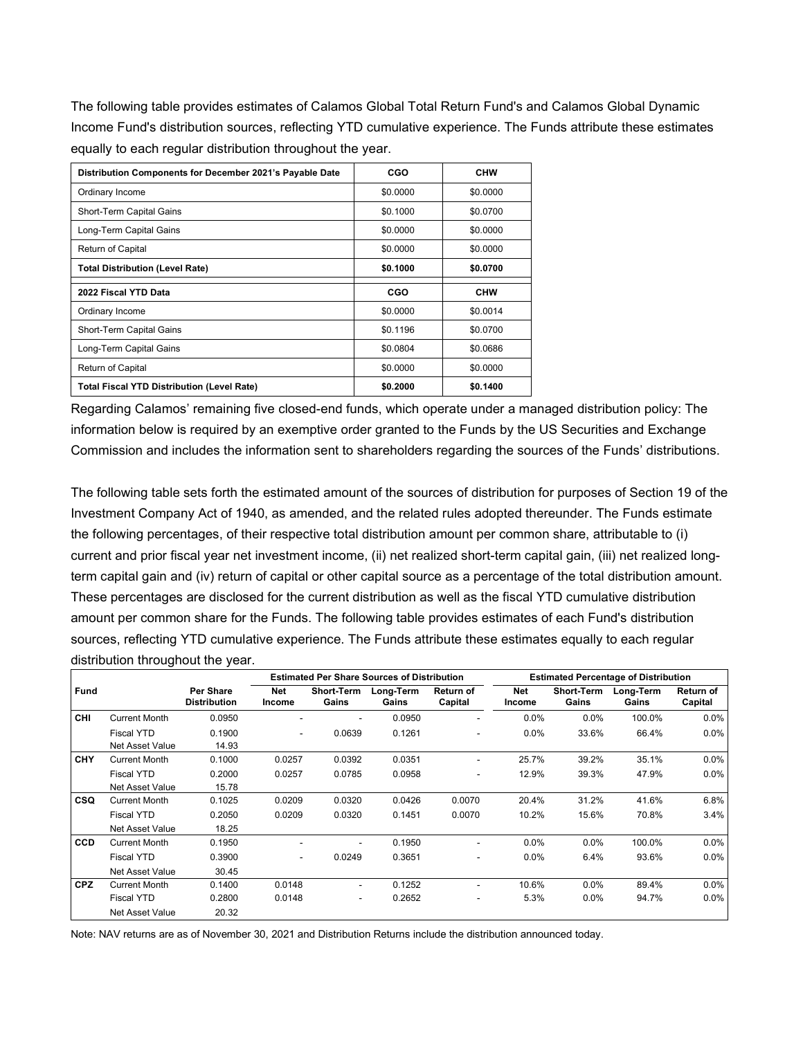The following table provides estimates of Calamos Global Total Return Fund's and Calamos Global Dynamic Income Fund's distribution sources, reflecting YTD cumulative experience. The Funds attribute these estimates equally to each regular distribution throughout the year.

| Distribution Components for December 2021's Payable Date | CGO | CHW |
|---|---|---|
| Ordinary Income | $0.0000 | $0.0000 |
| Short-Term Capital Gains | $0.1000 | $0.0700 |
| Long-Term Capital Gains | $0.0000 | $0.0000 |
| Return of Capital | $0.0000 | $0.0000 |
| **Total Distribution (Level Rate)** | **$0.1000** | **$0.0700** |
| **2022 Fiscal YTD Data** | **CGO** | **CHW** |
| Ordinary Income | $0.0000 | $0.0014 |
| Short-Term Capital Gains | $0.1196 | $0.0700 |
| Long-Term Capital Gains | $0.0804 | $0.0686 |
| Return of Capital | $0.0000 | $0.0000 |
| **Total Fiscal YTD Distribution (Level Rate)** | **$0.2000** | **$0.1400** |

Regarding Calamos' remaining five closed-end funds, which operate under a managed distribution policy: The information below is required by an exemptive order granted to the Funds by the US Securities and Exchange Commission and includes the information sent to shareholders regarding the sources of the Funds' distributions.

The following table sets forth the estimated amount of the sources of distribution for purposes of Section 19 of the Investment Company Act of 1940, as amended, and the related rules adopted thereunder. The Funds estimate the following percentages, of their respective total distribution amount per common share, attributable to (i) current and prior fiscal year net investment income, (ii) net realized short-term capital gain, (iii) net realized long-term capital gain and (iv) return of capital or other capital source as a percentage of the total distribution amount. These percentages are disclosed for the current distribution as well as the fiscal YTD cumulative distribution amount per common share for the Funds. The following table provides estimates of each Fund's distribution sources, reflecting YTD cumulative experience. The Funds attribute these estimates equally to each regular distribution throughout the year.

| | | | Estimated Per Share Sources of Distribution | | | | Estimated Percentage of Distribution | | | |
|---|---|---|---|---|---|---|---|---|---|---|
| **Fund** | | **Per Share Distribution** | **Net Income** | **Short-Term Gains** | **Long-Term Gains** | **Return of Capital** | **Net Income** | **Short-Term Gains** | **Long-Term Gains** | **Return of Capital** |
| **CHI** | Current Month | 0.0950 | - | - | 0.0950 | - | 0.0% | 0.0% | 100.0% | 0.0% |
| | Fiscal YTD | 0.1900 | - | 0.0639 | 0.1261 | - | 0.0% | 33.6% | 66.4% | 0.0% |
| | Net Asset Value | 14.93 | | | | | | | | |
| **CHY** | Current Month | 0.1000 | 0.0257 | 0.0392 | 0.0351 | - | 25.7% | 39.2% | 35.1% | 0.0% |
| | Fiscal YTD | 0.2000 | 0.0257 | 0.0785 | 0.0958 | - | 12.9% | 39.3% | 47.9% | 0.0% |
| | Net Asset Value | 15.78 | | | | | | | | |
| **CSQ** | Current Month | 0.1025 | 0.0209 | 0.0320 | 0.0426 | 0.0070 | 20.4% | 31.2% | 41.6% | 6.8% |
| | Fiscal YTD | 0.2050 | 0.0209 | 0.0320 | 0.1451 | 0.0070 | 10.2% | 15.6% | 70.8% | 3.4% |
| | Net Asset Value | 18.25 | | | | | | | | |
| **CCD** | Current Month | 0.1950 | - | - | 0.1950 | - | 0.0% | 0.0% | 100.0% | 0.0% |
| | Fiscal YTD | 0.3900 | - | 0.0249 | 0.3651 | - | 0.0% | 6.4% | 93.6% | 0.0% |
| | Net Asset Value | 30.45 | | | | | | | | |
| **CPZ** | Current Month | 0.1400 | 0.0148 | - | 0.1252 | - | 10.6% | 0.0% | 89.4% | 0.0% |
| | Fiscal YTD | 0.2800 | 0.0148 | - | 0.2652 | - | 5.3% | 0.0% | 94.7% | 0.0% |
| | Net Asset Value | 20.32 | | | | | | | | |

Note: NAV returns are as of November 30, 2021 and Distribution Returns include the distribution announced today.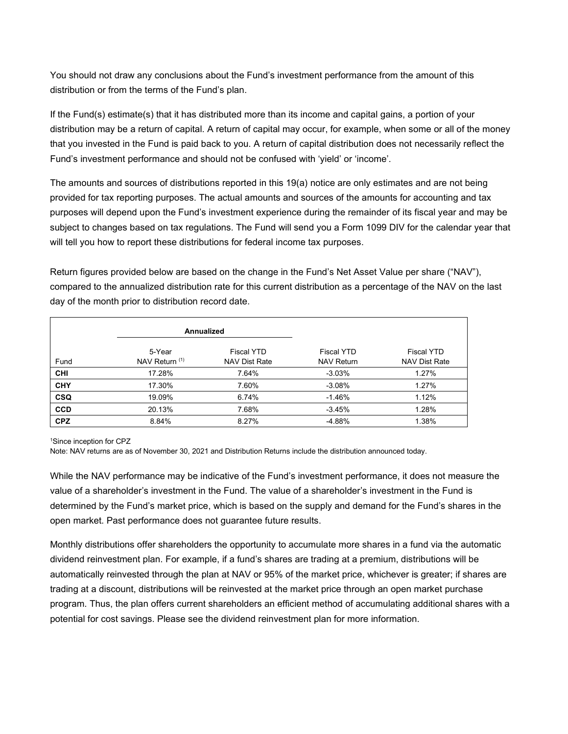You should not draw any conclusions about the Fund's investment performance from the amount of this distribution or from the terms of the Fund's plan.

If the Fund(s) estimate(s) that it has distributed more than its income and capital gains, a portion of your distribution may be a return of capital. A return of capital may occur, for example, when some or all of the money that you invested in the Fund is paid back to you. A return of capital distribution does not necessarily reflect the Fund's investment performance and should not be confused with 'yield' or 'income'.

The amounts and sources of distributions reported in this 19(a) notice are only estimates and are not being provided for tax reporting purposes. The actual amounts and sources of the amounts for accounting and tax purposes will depend upon the Fund's investment experience during the remainder of its fiscal year and may be subject to changes based on tax regulations. The Fund will send you a Form 1099 DIV for the calendar year that will tell you how to report these distributions for federal income tax purposes.

Return figures provided below are based on the change in the Fund's Net Asset Value per share ("NAV"), compared to the annualized distribution rate for this current distribution as a percentage of the NAV on the last day of the month prior to distribution record date.

| | **Annualized** | | | |
|---|---|---|---|---|
| Fund | 5-Year NAV Return [1] | Fiscal YTD NAV Dist Rate | Fiscal YTD NAV Return | Fiscal YTD NAV Dist Rate |
| **CHI** | 17.28% | 7.64% | -3.03% | 1.27% |
| **CHY** | 17.30% | 7.60% | -3.08% | 1.27% |
| **CSQ** | 19.09% | 6.74% | -1.46% | 1.12% |
| **CCD** | 20.13% | 7.68% | -3.45% | 1.28% |
| **CPZ** | 8.84% | 8.27% | -4.88% | 1.38% |

[1]Since inception for CPZ

Note: NAV returns are as of November 30, 2021 and Distribution Returns include the distribution announced today.

While the NAV performance may be indicative of the Fund's investment performance, it does not measure the value of a shareholder's investment in the Fund. The value of a shareholder's investment in the Fund is determined by the Fund's market price, which is based on the supply and demand for the Fund's shares in the open market. Past performance does not guarantee future results.

Monthly distributions offer shareholders the opportunity to accumulate more shares in a fund via the automatic dividend reinvestment plan. For example, if a fund's shares are trading at a premium, distributions will be automatically reinvested through the plan at NAV or 95% of the market price, whichever is greater; if shares are trading at a discount, distributions will be reinvested at the market price through an open market purchase program. Thus, the plan offers current shareholders an efficient method of accumulating additional shares with a potential for cost savings. Please see the dividend reinvestment plan for more information.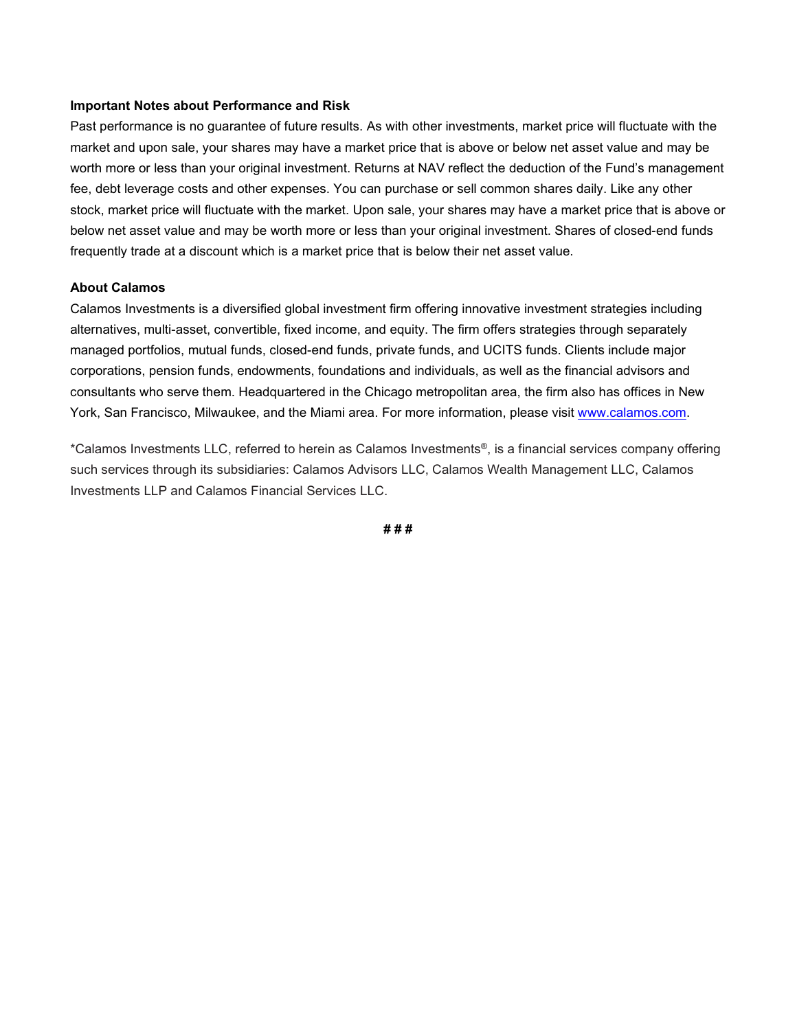**Important Notes about Performance and Risk**

Past performance is no guarantee of future results. As with other investments, market price will fluctuate with the market and upon sale, your shares may have a market price that is above or below net asset value and may be worth more or less than your original investment. Returns at NAV reflect the deduction of the Fund's management fee, debt leverage costs and other expenses. You can purchase or sell common shares daily. Like any other stock, market price will fluctuate with the market. Upon sale, your shares may have a market price that is above or below net asset value and may be worth more or less than your original investment. Shares of closed-end funds frequently trade at a discount which is a market price that is below their net asset value.

**About Calamos**

Calamos Investments is a diversified global investment firm offering innovative investment strategies including alternatives, multi-asset, convertible, fixed income, and equity. The firm offers strategies through separately managed portfolios, mutual funds, closed-end funds, private funds, and UCITS funds. Clients include major corporations, pension funds, endowments, foundations and individuals, as well as the financial advisors and consultants who serve them. Headquartered in the Chicago metropolitan area, the firm also has offices in New York, San Francisco, Milwaukee, and the Miami area. For more information, please visit [www.calamos.com](http://www.calamos.com).

*Calamos Investments LLC, referred to herein as Calamos Investments®, is a financial services company offering such services through its subsidiaries: Calamos Advisors LLC, Calamos Wealth Management LLC, Calamos Investments LLP and Calamos Financial Services LLC.

**# # #**